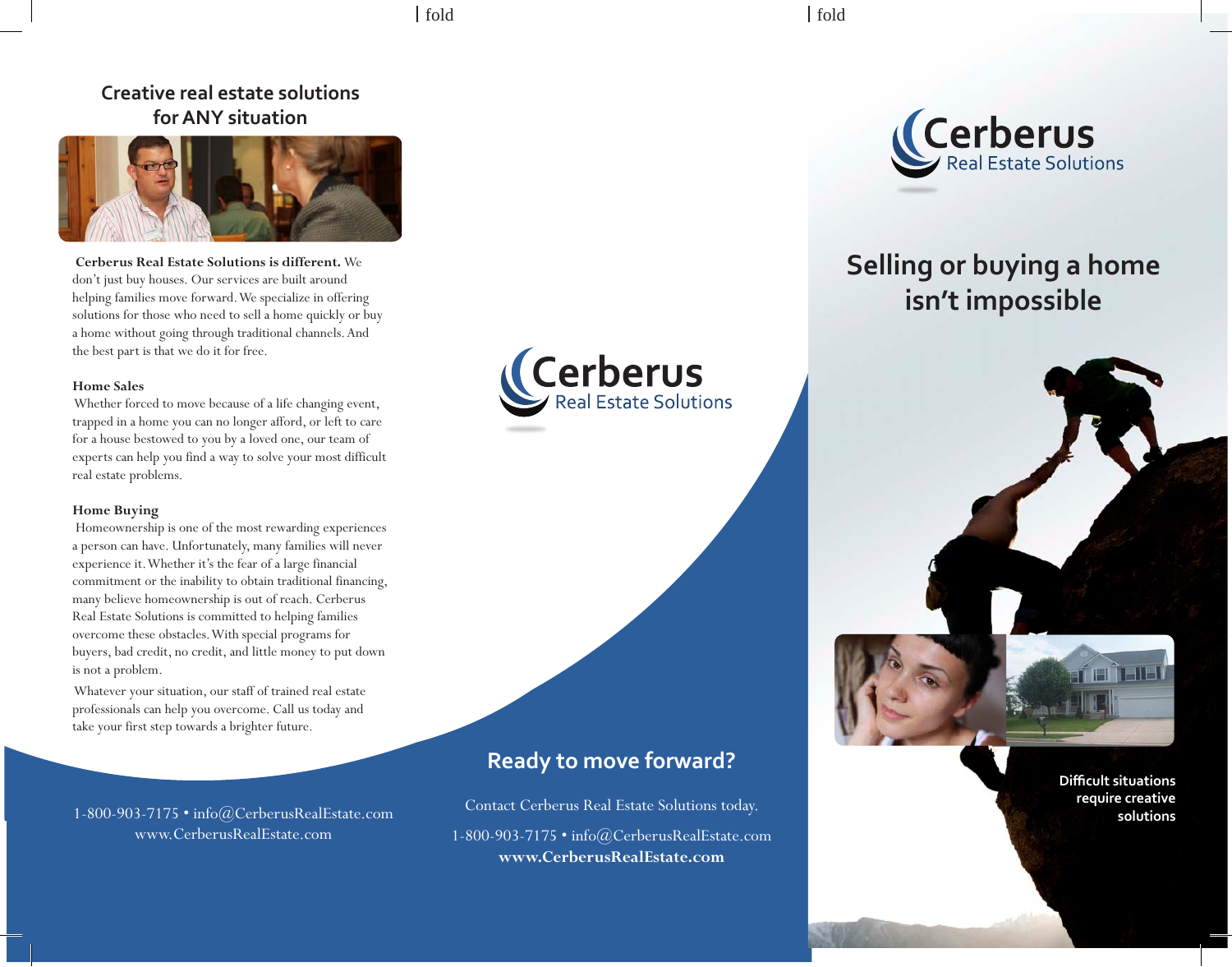## Creative real estate solutions for ANY situation

**Cerberus Real Estate Solutions is different.** We don't just buy houses. Our services are built around helping families move forward. We specialize in offering solutions for those who need to sell a home quickly or buy a home without going through traditional channels. And the best part is that we do it for free.

### Home Sales

Whether forced to move because of a life changing event, trapped in a home you can no longer afford, or left to care for a house bestowed to you by a loved one, our team of experts can help you find a way to solve your most difficult real estate problems.

### Home Buying

Homeownership is one of the most rewarding experiences a person can have. Unfortunately, many families will never experience it. Whether it's the fear of a large financial commitment or the inability to obtain traditional financing, many believe homeownership is out of reach. Cerberus Real Estate Solutions is committed to helping families overcome these obstacles. With special programs for buyers, bad credit, no credit, and little money to put down is not a problem.

Whatever your situation, our staff of trained real estate professionals can help you overcome. Call us today and take your first step towards a brighter future.

1-800-903-7175 • info@CerberusRealEstate.com
www.CerberusRealEstate.com

Cerberus Real Estate Solutions

## Ready to move forward?

Contact Cerberus Real Estate Solutions today.

1-800-903-7175 • info@CerberusRealEstate.com
**www.CerberusRealEstate.com**

Cerberus Real Estate Solutions

# Selling or buying a home isn't impossible

**Difficult situations require creative solutions**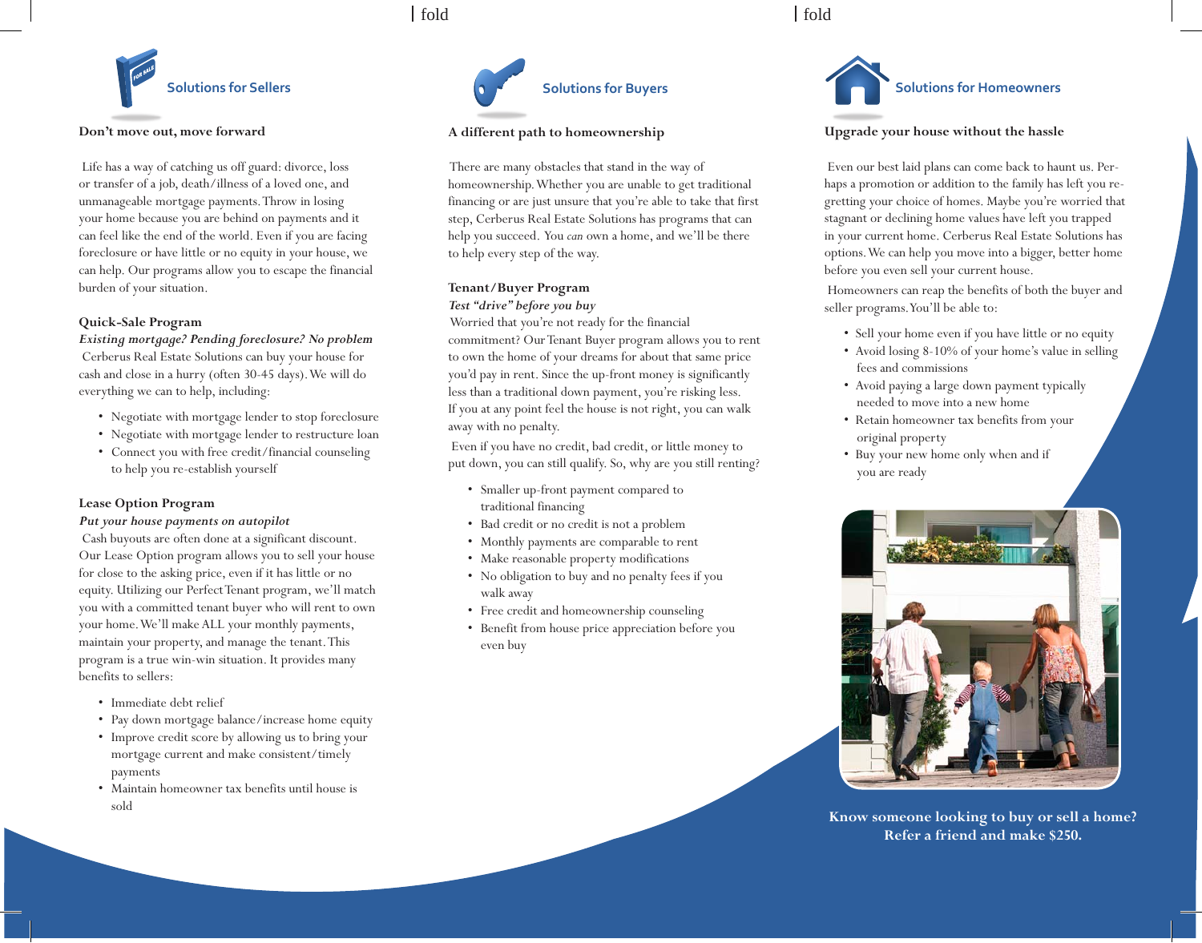## Solutions for Sellers

### Don't move out, move forward

Life has a way of catching us off guard: divorce, loss or transfer of a job, death/illness of a loved one, and unmanageable mortgage payments. Throw in losing your home because you are behind on payments and it can feel like the end of the world. Even if you are facing foreclosure or have little or no equity in your house, we can help. Our programs allow you to escape the financial burden of your situation.

**Quick-Sale Program**

***Existing mortgage? Pending foreclosure? No problem***

Cerberus Real Estate Solutions can buy your house for cash and close in a hurry (often 30-45 days). We will do everything we can to help, including:

- Negotiate with mortgage lender to stop foreclosure
- Negotiate with mortgage lender to restructure loan
- Connect you with free credit/financial counseling to help you re-establish yourself

**Lease Option Program**

***Put your house payments on autopilot***

Cash buyouts are often done at a significant discount. Our Lease Option program allows you to sell your house for close to the asking price, even if it has little or no equity. Utilizing our Perfect Tenant program, we'll match you with a committed tenant buyer who will rent to own your home. We'll make ALL your monthly payments, maintain your property, and manage the tenant. This program is a true win-win situation. It provides many benefits to sellers:

- Immediate debt relief
- Pay down mortgage balance/increase home equity
- Improve credit score by allowing us to bring your mortgage current and make consistent/timely payments
- Maintain homeowner tax benefits until house is sold

## Solutions for Buyers

### A different path to homeownership

There are many obstacles that stand in the way of homeownership. Whether you are unable to get traditional financing or are just unsure that you're able to take that first step, Cerberus Real Estate Solutions has programs that can help you succeed. You *can* own a home, and we'll be there to help every step of the way.

**Tenant/Buyer Program**

*Test "drive" before you buy*

Worried that you're not ready for the financial commitment? Our Tenant Buyer program allows you to rent to own the home of your dreams for about that same price you'd pay in rent. Since the up-front money is significantly less than a traditional down payment, you're risking less. If you at any point feel the house is not right, you can walk away with no penalty.

Even if you have no credit, bad credit, or little money to put down, you can still qualify. So, why are you still renting?

- Smaller up-front payment compared to traditional financing
- Bad credit or no credit is not a problem
- Monthly payments are comparable to rent
- Make reasonable property modifications
- No obligation to buy and no penalty fees if you walk away
- Free credit and homeownership counseling
- Benefit from house price appreciation before you even buy

## Solutions for Homeowners

### Upgrade your house without the hassle

Even our best laid plans can come back to haunt us. Perhaps a promotion or addition to the family has left you regretting your choice of homes. Maybe you're worried that stagnant or declining home values have left you trapped in your current home. Cerberus Real Estate Solutions has options. We can help you move into a bigger, better home before you even sell your current house.

Homeowners can reap the benefits of both the buyer and seller programs. You'll be able to:

- Sell your home even if you have little or no equity
- Avoid losing 8-10% of your home's value in selling fees and commissions
- Avoid paying a large down payment typically needed to move into a new home
- Retain homeowner tax benefits from your original property
- Buy your new home only when and if you are ready

**Know someone looking to buy or sell a home? Refer a friend and make $250.**